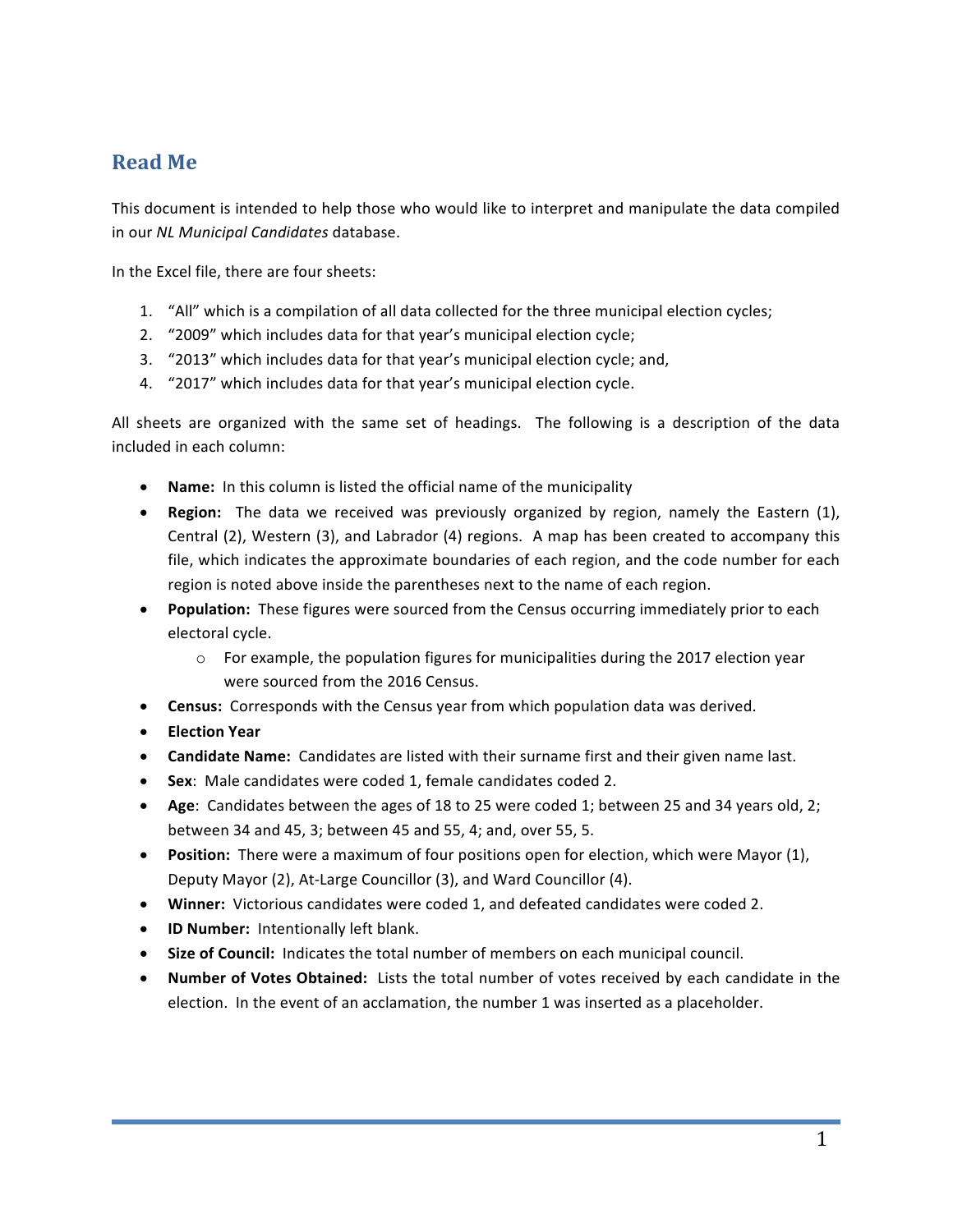## Read Me

This document is intended to help those who would like to interpret and manipulate the data compiled in our *NL Municipal Candidates* database.

In the Excel file, there are four sheets:

1. "All" which is a compilation of all data collected for the three municipal election cycles;
2. "2009" which includes data for that year's municipal election cycle;
3. "2013" which includes data for that year's municipal election cycle; and,
4. "2017" which includes data for that year's municipal election cycle.

All sheets are organized with the same set of headings. The following is a description of the data included in each column:

- **Name:** In this column is listed the official name of the municipality
- **Region:** The data we received was previously organized by region, namely the Eastern (1), Central (2), Western (3), and Labrador (4) regions. A map has been created to accompany this file, which indicates the approximate boundaries of each region, and the code number for each region is noted above inside the parentheses next to the name of each region.
- **Population:** These figures were sourced from the Census occurring immediately prior to each electoral cycle.
  - For example, the population figures for municipalities during the 2017 election year were sourced from the 2016 Census.
- **Census:** Corresponds with the Census year from which population data was derived.
- **Election Year**
- **Candidate Name:** Candidates are listed with their surname first and their given name last.
- **Sex**: Male candidates were coded 1, female candidates coded 2.
- **Age**: Candidates between the ages of 18 to 25 were coded 1; between 25 and 34 years old, 2; between 34 and 45, 3; between 45 and 55, 4; and, over 55, 5.
- **Position:** There were a maximum of four positions open for election, which were Mayor (1), Deputy Mayor (2), At-Large Councillor (3), and Ward Councillor (4).
- **Winner:** Victorious candidates were coded 1, and defeated candidates were coded 2.
- **ID Number:** Intentionally left blank.
- **Size of Council:** Indicates the total number of members on each municipal council.
- **Number of Votes Obtained:** Lists the total number of votes received by each candidate in the election. In the event of an acclamation, the number 1 was inserted as a placeholder.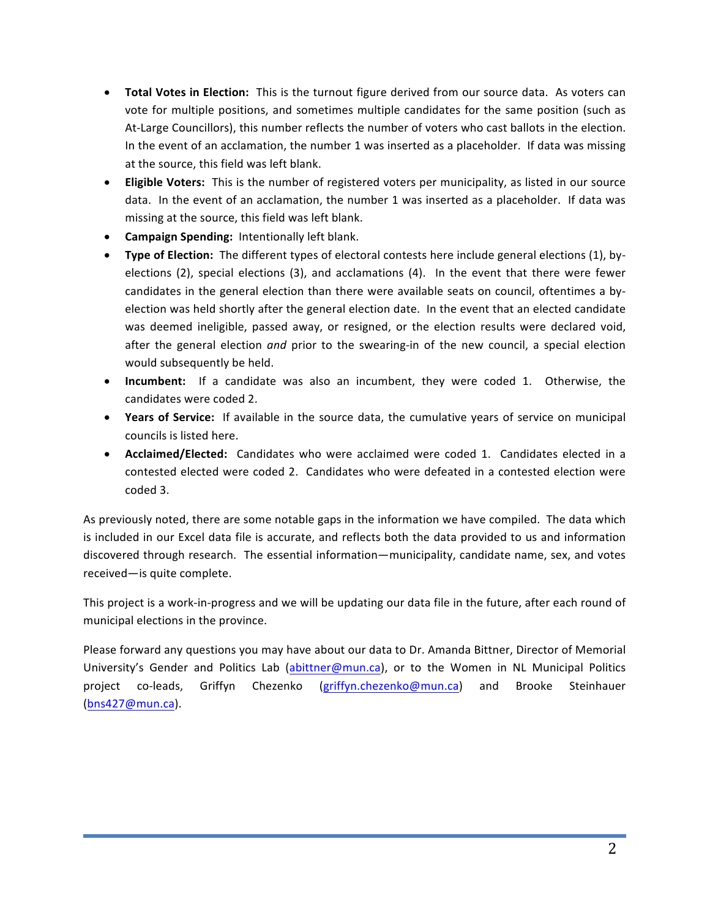- **Total Votes in Election:** This is the turnout figure derived from our source data. As voters can vote for multiple positions, and sometimes multiple candidates for the same position (such as At-Large Councillors), this number reflects the number of voters who cast ballots in the election. In the event of an acclamation, the number 1 was inserted as a placeholder. If data was missing at the source, this field was left blank.
- **Eligible Voters:** This is the number of registered voters per municipality, as listed in our source data. In the event of an acclamation, the number 1 was inserted as a placeholder. If data was missing at the source, this field was left blank.
- **Campaign Spending:** Intentionally left blank.
- **Type of Election:** The different types of electoral contests here include general elections (1), by-elections (2), special elections (3), and acclamations (4). In the event that there were fewer candidates in the general election than there were available seats on council, oftentimes a by-election was held shortly after the general election date. In the event that an elected candidate was deemed ineligible, passed away, or resigned, or the election results were declared void, after the general election *and* prior to the swearing-in of the new council, a special election would subsequently be held.
- **Incumbent:** If a candidate was also an incumbent, they were coded 1. Otherwise, the candidates were coded 2.
- **Years of Service:** If available in the source data, the cumulative years of service on municipal councils is listed here.
- **Acclaimed/Elected:** Candidates who were acclaimed were coded 1. Candidates elected in a contested elected were coded 2. Candidates who were defeated in a contested election were coded 3.

As previously noted, there are some notable gaps in the information we have compiled. The data which is included in our Excel data file is accurate, and reflects both the data provided to us and information discovered through research. The essential information—municipality, candidate name, sex, and votes received—is quite complete.

This project is a work-in-progress and we will be updating our data file in the future, after each round of municipal elections in the province.

Please forward any questions you may have about our data to Dr. Amanda Bittner, Director of Memorial University's Gender and Politics Lab (abittner@mun.ca), or to the Women in NL Municipal Politics project co-leads, Griffyn Chezenko (griffyn.chezenko@mun.ca) and Brooke Steinhauer (bns427@mun.ca).